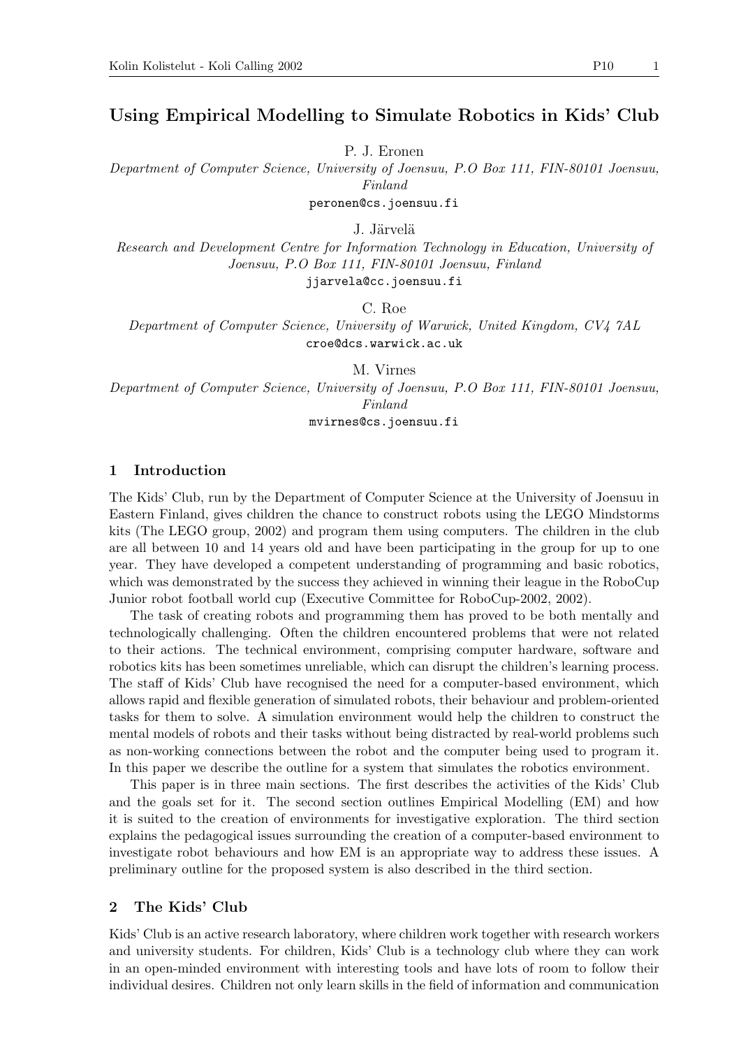# Using Empirical Modelling to Simulate Robotics in Kids' Club

P. J. Eronen

*Department of Computer Science, University of Joensuu, P.O Box 111, FIN-80101 Joensuu, Finland*

peronen@cs.joensuu.fi

J. Järvelä

*Research and Development Centre for Information Technology in Education, University of Joensuu, P.O Box 111, FIN-80101 Joensuu, Finland*

jjarvela@cc.joensuu.fi

C. Roe

*Department of Computer Science, University of Warwick, United Kingdom, CV4 7AL*

croe@dcs.warwick.ac.uk

M. Virnes

*Department of Computer Science, University of Joensuu, P.O Box 111, FIN-80101 Joensuu, Finland*

mvirnes@cs.joensuu.fi

## 1 Introduction

The Kids' Club, run by the Department of Computer Science at the University of Joensuu in Eastern Finland, gives children the chance to construct robots using the LEGO Mindstorms kits (The LEGO group, 2002) and program them using computers. The children in the club are all between 10 and 14 years old and have been participating in the group for up to one year. They have developed a competent understanding of programming and basic robotics, which was demonstrated by the success they achieved in winning their league in the RoboCup Junior robot football world cup (Executive Committee for RoboCup-2002, 2002).

The task of creating robots and programming them has proved to be both mentally and technologically challenging. Often the children encountered problems that were not related to their actions. The technical environment, comprising computer hardware, software and robotics kits has been sometimes unreliable, which can disrupt the children's learning process. The staff of Kids' Club have recognised the need for a computer-based environment, which allows rapid and flexible generation of simulated robots, their behaviour and problem-oriented tasks for them to solve. A simulation environment would help the children to construct the mental models of robots and their tasks without being distracted by real-world problems such as non-working connections between the robot and the computer being used to program it. In this paper we describe the outline for a system that simulates the robotics environment.

This paper is in three main sections. The first describes the activities of the Kids' Club and the goals set for it. The second section outlines Empirical Modelling (EM) and how it is suited to the creation of environments for investigative exploration. The third section explains the pedagogical issues surrounding the creation of a computer-based environment to investigate robot behaviours and how EM is an appropriate way to address these issues. A preliminary outline for the proposed system is also described in the third section.

## 2 The Kids' Club

Kids' Club is an active research laboratory, where children work together with research workers and university students. For children, Kids' Club is a technology club where they can work in an open-minded environment with interesting tools and have lots of room to follow their individual desires. Children not only learn skills in the field of information and communication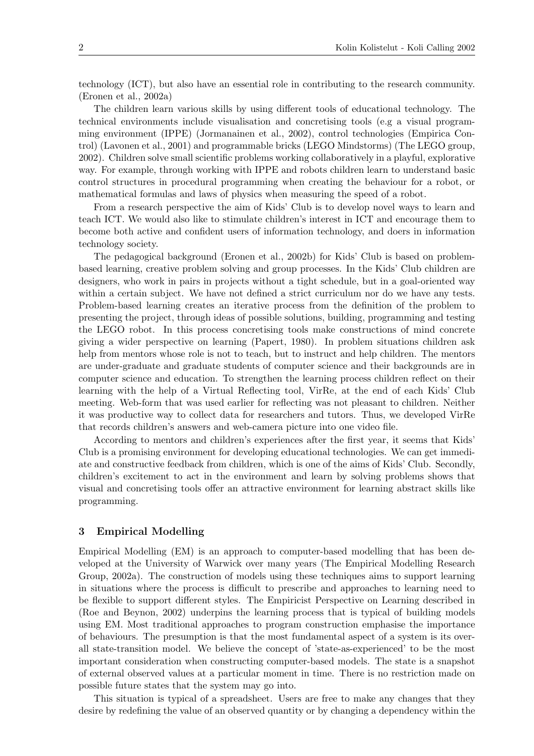technology (ICT), but also have an essential role in contributing to the research community. (Eronen et al., 2002a)

The children learn various skills by using different tools of educational technology. The technical environments include visualisation and concretising tools (e.g a visual programming environment (IPPE) (Jormanainen et al., 2002), control technologies (Empirica Control) (Lavonen et al., 2001) and programmable bricks (LEGO Mindstorms) (The LEGO group, 2002). Children solve small scientific problems working collaboratively in a playful, explorative way. For example, through working with IPPE and robots children learn to understand basic control structures in procedural programming when creating the behaviour for a robot, or mathematical formulas and laws of physics when measuring the speed of a robot.

From a research perspective the aim of Kids' Club is to develop novel ways to learn and teach ICT. We would also like to stimulate children's interest in ICT and encourage them to become both active and confident users of information technology, and doers in information technology society.

The pedagogical background (Eronen et al., 2002b) for Kids' Club is based on problem-based learning, creative problem solving and group processes. In the Kids' Club children are designers, who work in pairs in projects without a tight schedule, but in a goal-oriented way within a certain subject. We have not defined a strict curriculum nor do we have any tests. Problem-based learning creates an iterative process from the definition of the problem to presenting the project, through ideas of possible solutions, building, programming and testing the LEGO robot. In this process concretising tools make constructions of mind concrete giving a wider perspective on learning (Papert, 1980). In problem situations children ask help from mentors whose role is not to teach, but to instruct and help children. The mentors are under-graduate and graduate students of computer science and their backgrounds are in computer science and education. To strengthen the learning process children reflect on their learning with the help of a Virtual Reflecting tool, VirRe, at the end of each Kids' Club meeting. Web-form that was used earlier for reflecting was not pleasant to children. Neither it was productive way to collect data for researchers and tutors. Thus, we developed VirRe that records children's answers and web-camera picture into one video file.

According to mentors and children's experiences after the first year, it seems that Kids' Club is a promising environment for developing educational technologies. We can get immediate and constructive feedback from children, which is one of the aims of Kids' Club. Secondly, children's excitement to act in the environment and learn by solving problems shows that visual and concretising tools offer an attractive environment for learning abstract skills like programming.

## 3 Empirical Modelling

Empirical Modelling (EM) is an approach to computer-based modelling that has been developed at the University of Warwick over many years (The Empirical Modelling Research Group, 2002a). The construction of models using these techniques aims to support learning in situations where the process is difficult to prescribe and approaches to learning need to be flexible to support different styles. The Empiricist Perspective on Learning described in (Roe and Beynon, 2002) underpins the learning process that is typical of building models using EM. Most traditional approaches to program construction emphasise the importance of behaviours. The presumption is that the most fundamental aspect of a system is its overall state-transition model. We believe the concept of 'state-as-experienced' to be the most important consideration when constructing computer-based models. The state is a snapshot of external observed values at a particular moment in time. There is no restriction made on possible future states that the system may go into.

This situation is typical of a spreadsheet. Users are free to make any changes that they desire by redefining the value of an observed quantity or by changing a dependency within the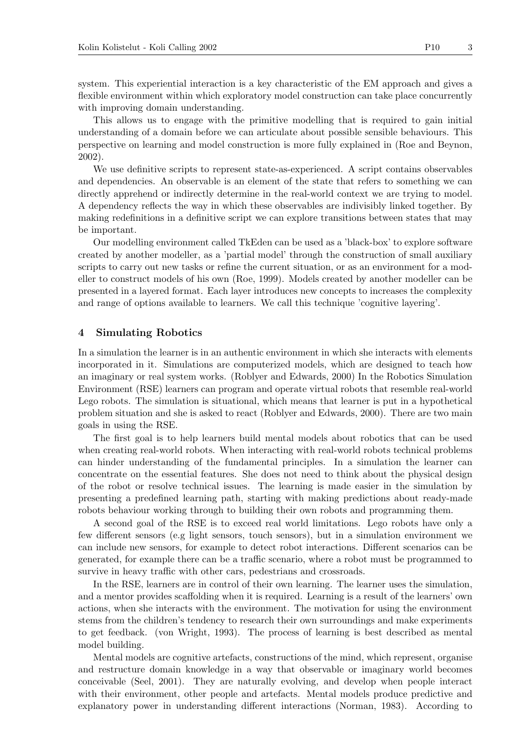system. This experiential interaction is a key characteristic of the EM approach and gives a flexible environment within which exploratory model construction can take place concurrently with improving domain understanding.

This allows us to engage with the primitive modelling that is required to gain initial understanding of a domain before we can articulate about possible sensible behaviours. This perspective on learning and model construction is more fully explained in (Roe and Beynon, 2002).

We use definitive scripts to represent state-as-experienced. A script contains observables and dependencies. An observable is an element of the state that refers to something we can directly apprehend or indirectly determine in the real-world context we are trying to model. A dependency reflects the way in which these observables are indivisibly linked together. By making redefinitions in a definitive script we can explore transitions between states that may be important.

Our modelling environment called TkEden can be used as a 'black-box' to explore software created by another modeller, as a 'partial model' through the construction of small auxiliary scripts to carry out new tasks or refine the current situation, or as an environment for a modeller to construct models of his own (Roe, 1999). Models created by another modeller can be presented in a layered format. Each layer introduces new concepts to increases the complexity and range of options available to learners. We call this technique 'cognitive layering'.

## 4 Simulating Robotics

In a simulation the learner is in an authentic environment in which she interacts with elements incorporated in it. Simulations are computerized models, which are designed to teach how an imaginary or real system works. (Roblyer and Edwards, 2000) In the Robotics Simulation Environment (RSE) learners can program and operate virtual robots that resemble real-world Lego robots. The simulation is situational, which means that learner is put in a hypothetical problem situation and she is asked to react (Roblyer and Edwards, 2000). There are two main goals in using the RSE.

The first goal is to help learners build mental models about robotics that can be used when creating real-world robots. When interacting with real-world robots technical problems can hinder understanding of the fundamental principles. In a simulation the learner can concentrate on the essential features. She does not need to think about the physical design of the robot or resolve technical issues. The learning is made easier in the simulation by presenting a predefined learning path, starting with making predictions about ready-made robots behaviour working through to building their own robots and programming them.

A second goal of the RSE is to exceed real world limitations. Lego robots have only a few different sensors (e.g light sensors, touch sensors), but in a simulation environment we can include new sensors, for example to detect robot interactions. Different scenarios can be generated, for example there can be a traffic scenario, where a robot must be programmed to survive in heavy traffic with other cars, pedestrians and crossroads.

In the RSE, learners are in control of their own learning. The learner uses the simulation, and a mentor provides scaffolding when it is required. Learning is a result of the learners' own actions, when she interacts with the environment. The motivation for using the environment stems from the children's tendency to research their own surroundings and make experiments to get feedback. (von Wright, 1993). The process of learning is best described as mental model building.

Mental models are cognitive artefacts, constructions of the mind, which represent, organise and restructure domain knowledge in a way that observable or imaginary world becomes conceivable (Seel, 2001). They are naturally evolving, and develop when people interact with their environment, other people and artefacts. Mental models produce predictive and explanatory power in understanding different interactions (Norman, 1983). According to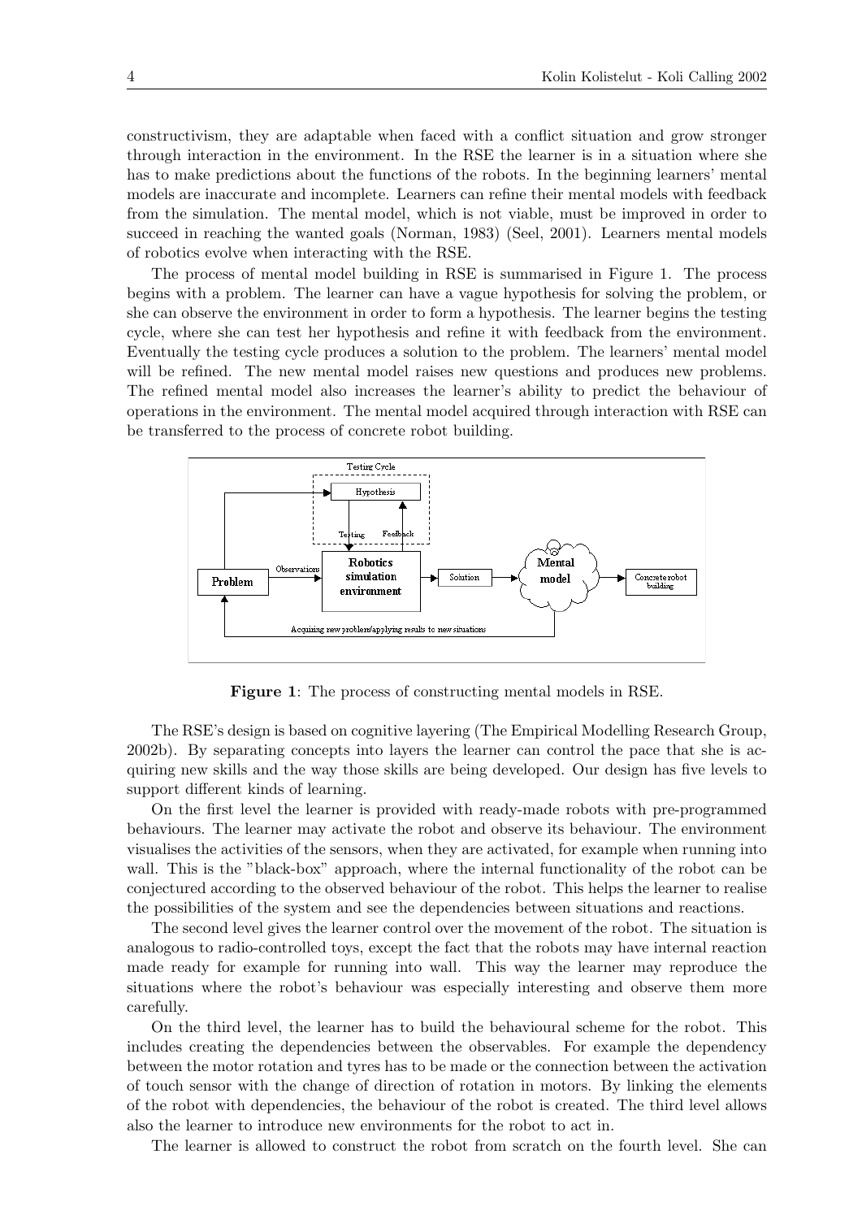constructivism, they are adaptable when faced with a conflict situation and grow stronger through interaction in the environment. In the RSE the learner is in a situation where she has to make predictions about the functions of the robots. In the beginning learners' mental models are inaccurate and incomplete. Learners can refine their mental models with feedback from the simulation. The mental model, which is not viable, must be improved in order to succeed in reaching the wanted goals (Norman, 1983) (Seel, 2001). Learners mental models of robotics evolve when interacting with the RSE.

The process of mental model building in RSE is summarised in Figure 1. The process begins with a problem. The learner can have a vague hypothesis for solving the problem, or she can observe the environment in order to form a hypothesis. The learner begins the testing cycle, where she can test her hypothesis and refine it with feedback from the environment. Eventually the testing cycle produces a solution to the problem. The learners' mental model will be refined. The new mental model raises new questions and produces new problems. The refined mental model also increases the learner's ability to predict the behaviour of operations in the environment. The mental model acquired through interaction with RSE can be transferred to the process of concrete robot building.

**Figure 1**: The process of constructing mental models in RSE.

The RSE's design is based on cognitive layering (The Empirical Modelling Research Group, 2002b). By separating concepts into layers the learner can control the pace that she is acquiring new skills and the way those skills are being developed. Our design has five levels to support different kinds of learning.

On the first level the learner is provided with ready-made robots with pre-programmed behaviours. The learner may activate the robot and observe its behaviour. The environment visualises the activities of the sensors, when they are activated, for example when running into wall. This is the "black-box" approach, where the internal functionality of the robot can be conjectured according to the observed behaviour of the robot. This helps the learner to realise the possibilities of the system and see the dependencies between situations and reactions.

The second level gives the learner control over the movement of the robot. The situation is analogous to radio-controlled toys, except the fact that the robots may have internal reaction made ready for example for running into wall. This way the learner may reproduce the situations where the robot's behaviour was especially interesting and observe them more carefully.

On the third level, the learner has to build the behavioural scheme for the robot. This includes creating the dependencies between the observables. For example the dependency between the motor rotation and tyres has to be made or the connection between the activation of touch sensor with the change of direction of rotation in motors. By linking the elements of the robot with dependencies, the behaviour of the robot is created. The third level allows also the learner to introduce new environments for the robot to act in.

The learner is allowed to construct the robot from scratch on the fourth level. She can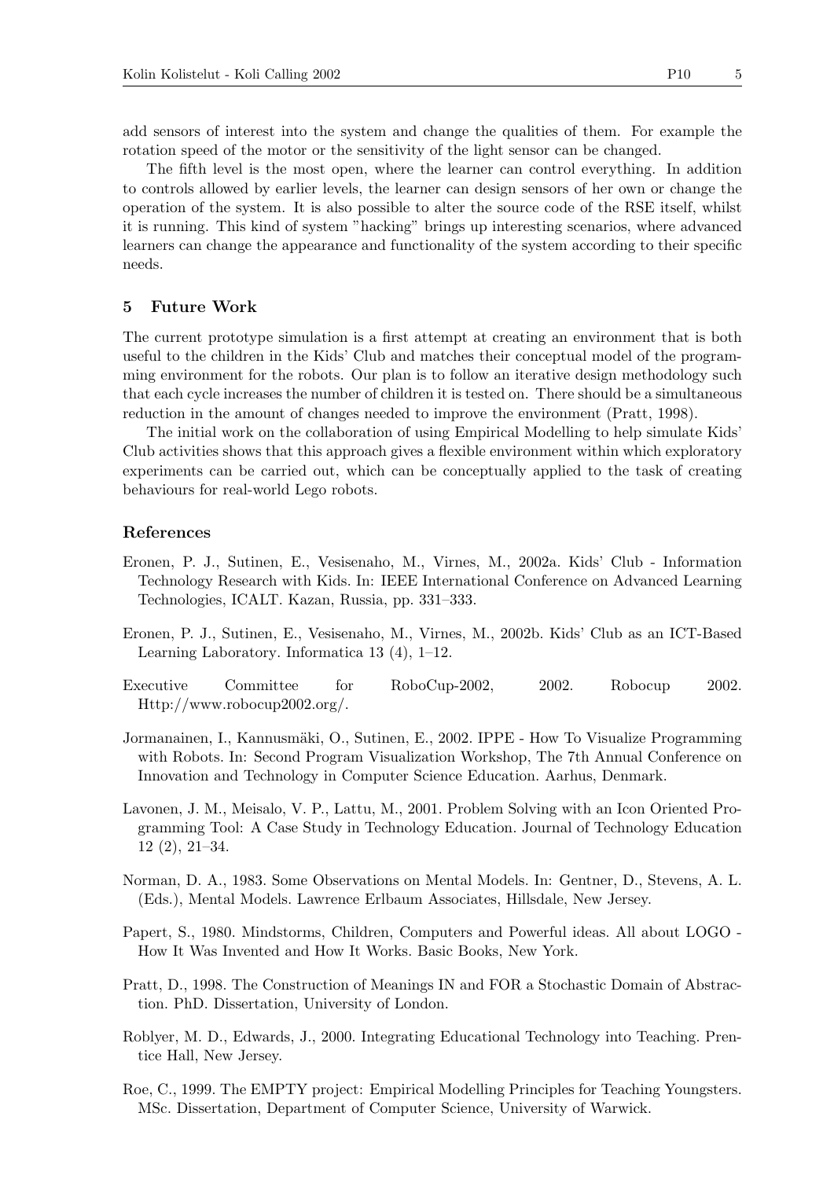add sensors of interest into the system and change the qualities of them. For example the rotation speed of the motor or the sensitivity of the light sensor can be changed.

The fifth level is the most open, where the learner can control everything. In addition to controls allowed by earlier levels, the learner can design sensors of her own or change the operation of the system. It is also possible to alter the source code of the RSE itself, whilst it is running. This kind of system "hacking" brings up interesting scenarios, where advanced learners can change the appearance and functionality of the system according to their specific needs.

## 5 Future Work

The current prototype simulation is a first attempt at creating an environment that is both useful to the children in the Kids' Club and matches their conceptual model of the programming environment for the robots. Our plan is to follow an iterative design methodology such that each cycle increases the number of children it is tested on. There should be a simultaneous reduction in the amount of changes needed to improve the environment (Pratt, 1998).

The initial work on the collaboration of using Empirical Modelling to help simulate Kids' Club activities shows that this approach gives a flexible environment within which exploratory experiments can be carried out, which can be conceptually applied to the task of creating behaviours for real-world Lego robots.

## References

Eronen, P. J., Sutinen, E., Vesisenaho, M., Virnes, M., 2002a. Kids' Club - Information Technology Research with Kids. In: IEEE International Conference on Advanced Learning Technologies, ICALT. Kazan, Russia, pp. 331–333.

Eronen, P. J., Sutinen, E., Vesisenaho, M., Virnes, M., 2002b. Kids' Club as an ICT-Based Learning Laboratory. Informatica 13 (4), 1–12.

Executive Committee for RoboCup-2002, 2002. Robocup 2002. Http://www.robocup2002.org/.

Jormanainen, I., Kannusmäki, O., Sutinen, E., 2002. IPPE - How To Visualize Programming with Robots. In: Second Program Visualization Workshop, The 7th Annual Conference on Innovation and Technology in Computer Science Education. Aarhus, Denmark.

Lavonen, J. M., Meisalo, V. P., Lattu, M., 2001. Problem Solving with an Icon Oriented Programming Tool: A Case Study in Technology Education. Journal of Technology Education 12 (2), 21–34.

Norman, D. A., 1983. Some Observations on Mental Models. In: Gentner, D., Stevens, A. L. (Eds.), Mental Models. Lawrence Erlbaum Associates, Hillsdale, New Jersey.

Papert, S., 1980. Mindstorms, Children, Computers and Powerful ideas. All about LOGO - How It Was Invented and How It Works. Basic Books, New York.

Pratt, D., 1998. The Construction of Meanings IN and FOR a Stochastic Domain of Abstraction. PhD. Dissertation, University of London.

Roblyer, M. D., Edwards, J., 2000. Integrating Educational Technology into Teaching. Prentice Hall, New Jersey.

Roe, C., 1999. The EMPTY project: Empirical Modelling Principles for Teaching Youngsters. MSc. Dissertation, Department of Computer Science, University of Warwick.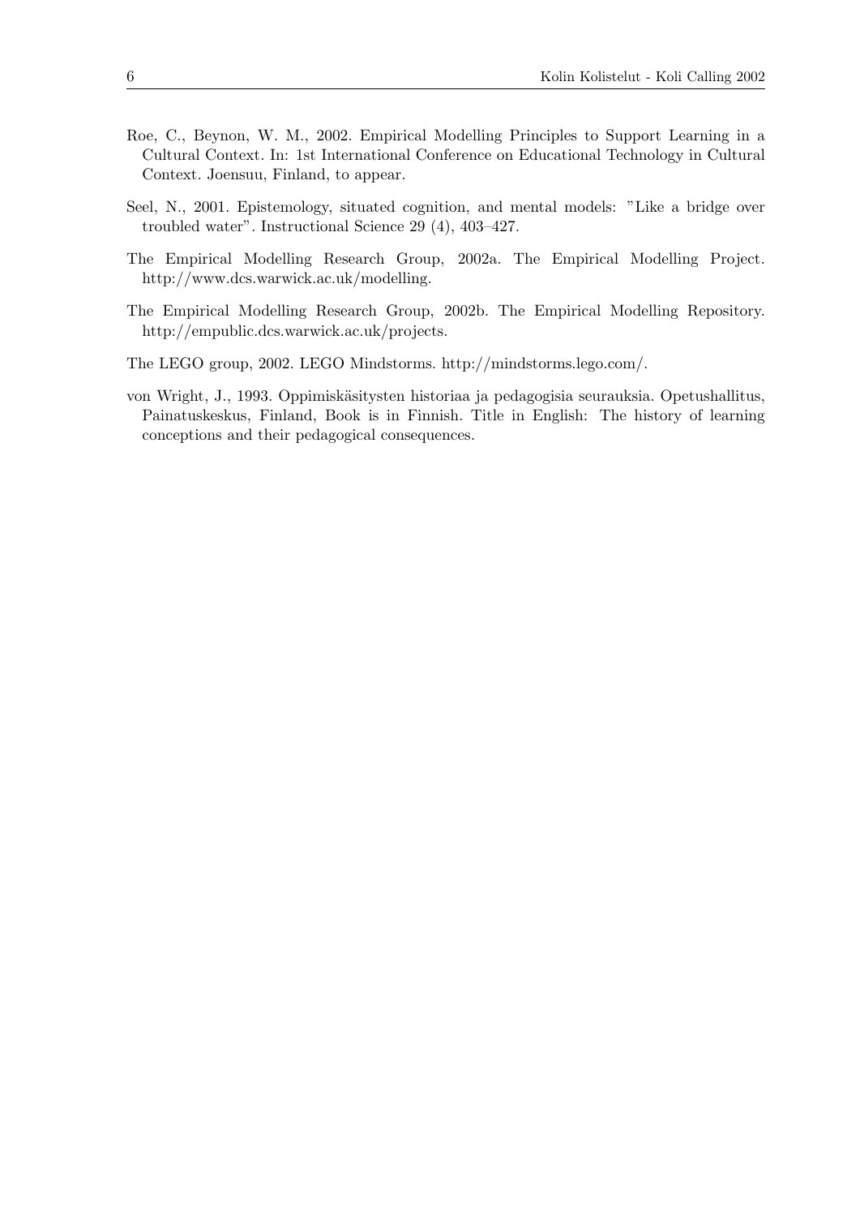Roe, C., Beynon, W. M., 2002. Empirical Modelling Principles to Support Learning in a Cultural Context. In: 1st International Conference on Educational Technology in Cultural Context. Joensuu, Finland, to appear.

Seel, N., 2001. Epistemology, situated cognition, and mental models: "Like a bridge over troubled water". Instructional Science 29 (4), 403–427.

The Empirical Modelling Research Group, 2002a. The Empirical Modelling Project. http://www.dcs.warwick.ac.uk/modelling.

The Empirical Modelling Research Group, 2002b. The Empirical Modelling Repository. http://empublic.dcs.warwick.ac.uk/projects.

The LEGO group, 2002. LEGO Mindstorms. http://mindstorms.lego.com/.

von Wright, J., 1993. Oppimiskäsitysten historiaa ja pedagogisia seurauksia. Opetushallitus, Painatuskeskus, Finland, Book is in Finnish. Title in English: The history of learning conceptions and their pedagogical consequences.